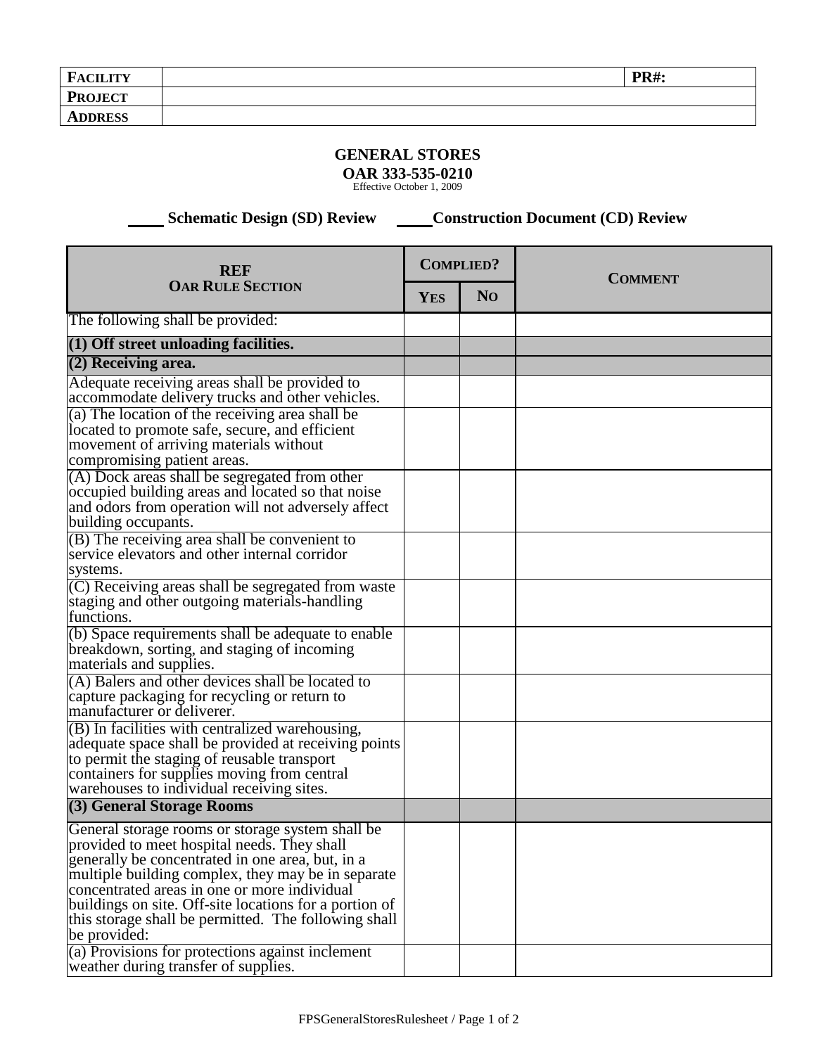| **FACILITY** | | **PR#:** |
|---|---|---|
| **PROJECT** | | |
| **ADDRESS** | | |

## GENERAL STORES

**OAR 333-535-0210**

Effective October 1, 2009

\_\_\_\_ **Schematic Design (SD) Review** \_\_\_\_ **Construction Document (CD) Review**

| REF OAR RULE SECTION | COMPLIED? | | COMMENT |
|---|---|---|---|
| | YES | NO | |
| The following shall be provided: | | | |
| **(1) Off street unloading facilities.** | | | |
| **(2) Receiving area.** | | | |
| Adequate receiving areas shall be provided to accommodate delivery trucks and other vehicles. | | | |
| (a) The location of the receiving area shall be located to promote safe, secure, and efficient movement of arriving materials without compromising patient areas. | | | |
| (A) Dock areas shall be segregated from other occupied building areas and located so that noise and odors from operation will not adversely affect building occupants. | | | |
| (B) The receiving area shall be convenient to service elevators and other internal corridor systems. | | | |
| (C) Receiving areas shall be segregated from waste staging and other outgoing materials-handling functions. | | | |
| (b) Space requirements shall be adequate to enable breakdown, sorting, and staging of incoming materials and supplies. | | | |
| (A) Balers and other devices shall be located to capture packaging for recycling or return to manufacturer or deliverer. | | | |
| (B) In facilities with centralized warehousing, adequate space shall be provided at receiving points to permit the staging of reusable transport containers for supplies moving from central warehouses to individual receiving sites. | | | |
| **(3) General Storage Rooms** | | | |
| General storage rooms or storage system shall be provided to meet hospital needs. They shall generally be concentrated in one area, but, in a multiple building complex, they may be in separate concentrated areas in one or more individual buildings on site. Off-site locations for a portion of this storage shall be permitted. The following shall be provided: | | | |
| (a) Provisions for protections against inclement weather during transfer of supplies. | | | |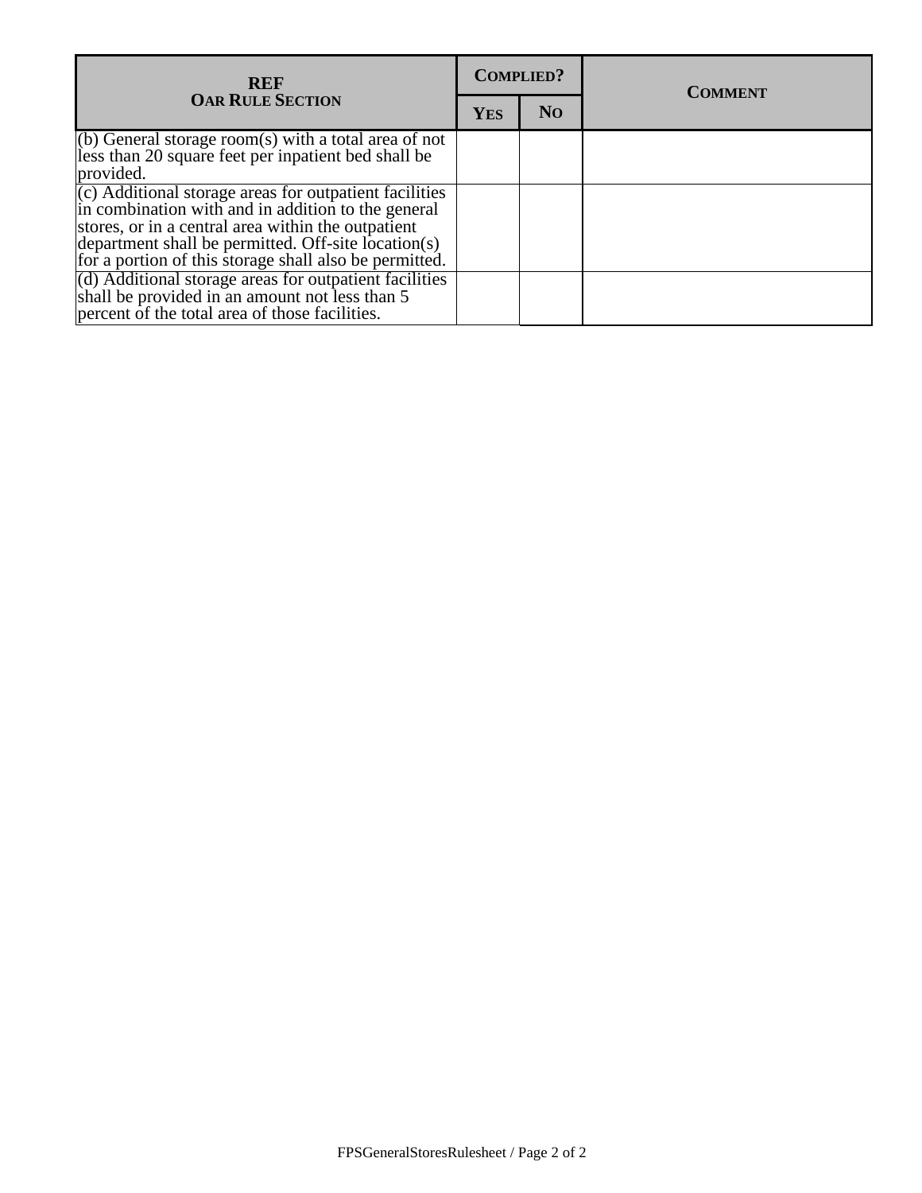| REF<br>OAR RULE SECTION | COMPLIED? | | COMMENT |
|---|---|---|---|
| | YES | NO | |
| (b) General storage room(s) with a total area of not less than 20 square feet per inpatient bed shall be provided. | | | |
| (c) Additional storage areas for outpatient facilities in combination with and in addition to the general stores, or in a central area within the outpatient department shall be permitted. Off-site location(s) for a portion of this storage shall also be permitted. | | | |
| (d) Additional storage areas for outpatient facilities shall be provided in an amount not less than 5 percent of the total area of those facilities. | | | |